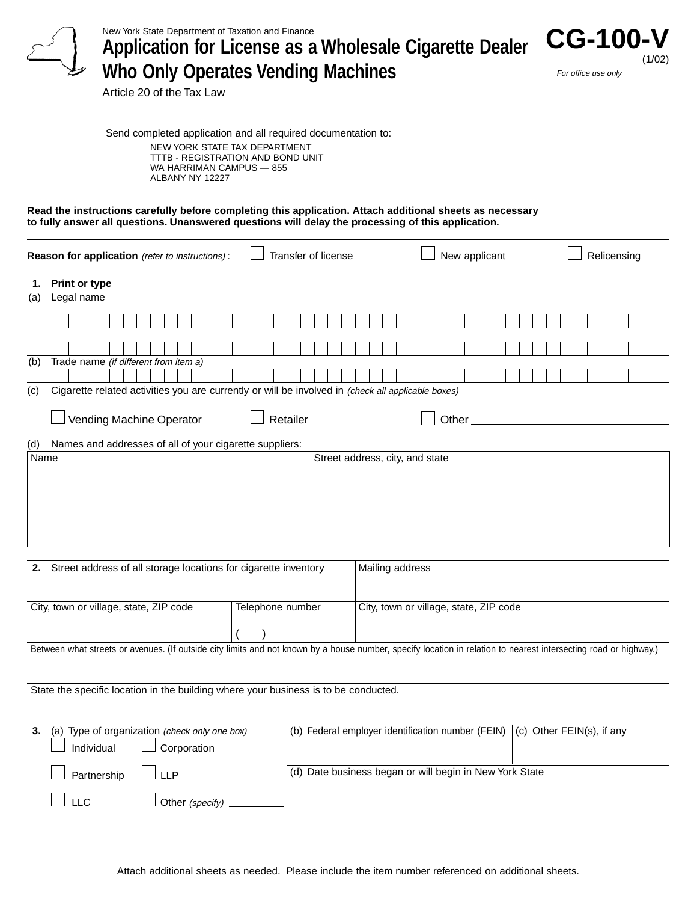New York State Department of Taxation and Finance

# Application for License as a Wholesale Cigarette Dealer Who Only Operates Vending Machines

**CG-100-V**
(1/02)

Article 20 of the Tax Law

*For office use only*

Send completed application and all required documentation to:

NEW YORK STATE TAX DEPARTMENT
TTTB - REGISTRATION AND BOND UNIT
WA HARRIMAN CAMPUS — 855
ALBANY NY 12227

**Read the instructions carefully before completing this application. Attach additional sheets as necessary to fully answer all questions. Unanswered questions will delay the processing of this application.**

**Reason for application** *(refer to instructions)* : ☐ Transfer of license ☐ New applicant ☐ Relicensing

**1. Print or type**

(a) Legal name

(b) Trade name *(if different from item a)*

(c) Cigarette related activities you are currently or will be involved in *(check all applicable boxes)*

☐ Vending Machine Operator ☐ Retailer ☐ Other ____________

(d) Names and addresses of all of your cigarette suppliers:

| Name | Street address, city, and state |
|---|---|
| | |
| | |
| | |

| **2.** Street address of all storage locations for cigarette inventory | | Mailing address |
|---|---|---|
| City, town or village, state, ZIP code | Telephone number<br>( ) | City, town or village, state, ZIP code |

Between what streets or avenues. (If outside city limits and not known by a house number, specify location in relation to nearest intersecting road or highway.)

State the specific location in the building where your business is to be conducted.

**3.** (a) Type of organization *(check only one box)*

☐ Individual ☐ Corporation

☐ Partnership ☐ LLP

☐ LLC ☐ Other *(specify)* ____________

(b) Federal employer identification number (FEIN)

(c) Other FEIN(s), if any

(d) Date business began or will begin in New York State

Attach additional sheets as needed. Please include the item number referenced on additional sheets.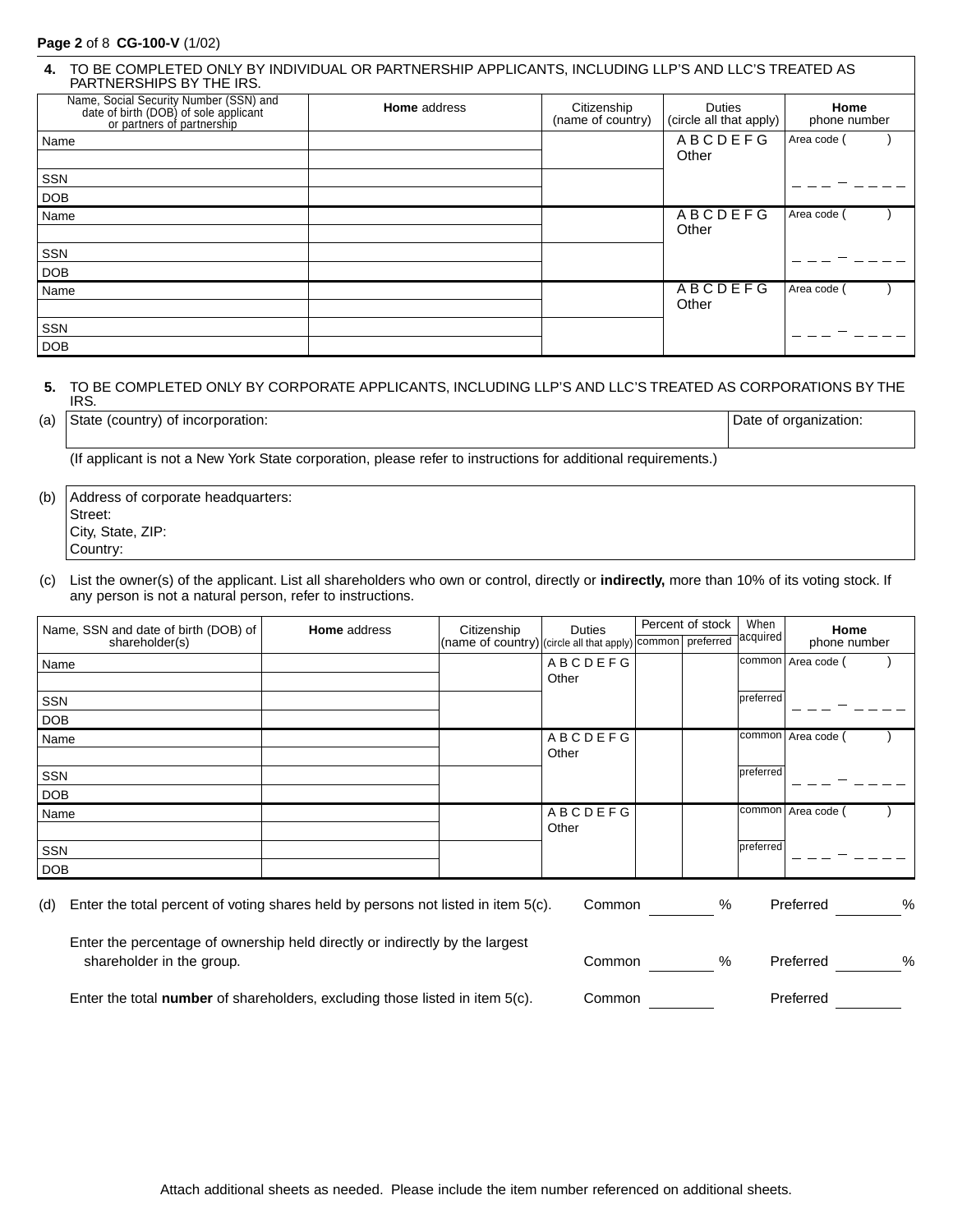**4.** TO BE COMPLETED ONLY BY INDIVIDUAL OR PARTNERSHIP APPLICANTS, INCLUDING LLP'S AND LLC'S TREATED AS PARTNERSHIPS BY THE IRS.

| Name, Social Security Number (SSN) and date of birth (DOB) of sole applicant or partners of partnership | **Home** address | Citizenship (name of country) | Duties (circle all that apply) | **Home** phone number |
|---|---|---|---|---|
| Name | | | A B C D E F G Other | Area code ( ) |
| | | | | |
| SSN | | | | ___ – ____ |
| DOB | | | | |
| Name | | | A B C D E F G Other | Area code ( ) |
| | | | | |
| SSN | | | | ___ – ____ |
| DOB | | | | |
| Name | | | A B C D E F G Other | Area code ( ) |
| | | | | |
| SSN | | | | ___ – ____ |
| DOB | | | | |

**5.** TO BE COMPLETED ONLY BY CORPORATE APPLICANTS, INCLUDING LLP'S AND LLC'S TREATED AS CORPORATIONS BY THE IRS.

(a)

| State (country) of incorporation: | Date of organization: |
|---|---|

(If applicant is not a New York State corporation, please refer to instructions for additional requirements.)

(b) Address of corporate headquarters:
Street:
City, State, ZIP:
Country:

(c) List the owner(s) of the applicant. List all shareholders who own or control, directly or **indirectly,** more than 10% of its voting stock. If any person is not a natural person, refer to instructions.

| Name, SSN and date of birth (DOB) of shareholder(s) | **Home** address | Citizenship (name of country) | Duties (circle all that apply) | Percent of stock | | When acquired | **Home** phone number |
|---|---|---|---|---|---|---|---|
| | | | | common | preferred | | |
| Name | | | A B C D E F G Other | | | common | Area code ( ) |
| | | | | | | | |
| SSN | | | | | | preferred | ___ – ____ |
| DOB | | | | | | | |
| Name | | | A B C D E F G Other | | | common | Area code ( ) |
| | | | | | | | |
| SSN | | | | | | preferred | ___ – ____ |
| DOB | | | | | | | |
| Name | | | A B C D E F G Other | | | common | Area code ( ) |
| | | | | | | | |
| SSN | | | | | | preferred | ___ – ____ |
| DOB | | | | | | | |

(d) Enter the total percent of voting shares held by persons not listed in item 5(c). Common ________ % Preferred ________ %

Enter the percentage of ownership held directly or indirectly by the largest shareholder in the group. Common ________ % Preferred ________ %

Enter the total **number** of shareholders, excluding those listed in item 5(c). Common ________ Preferred ________

Attach additional sheets as needed. Please include the item number referenced on additional sheets.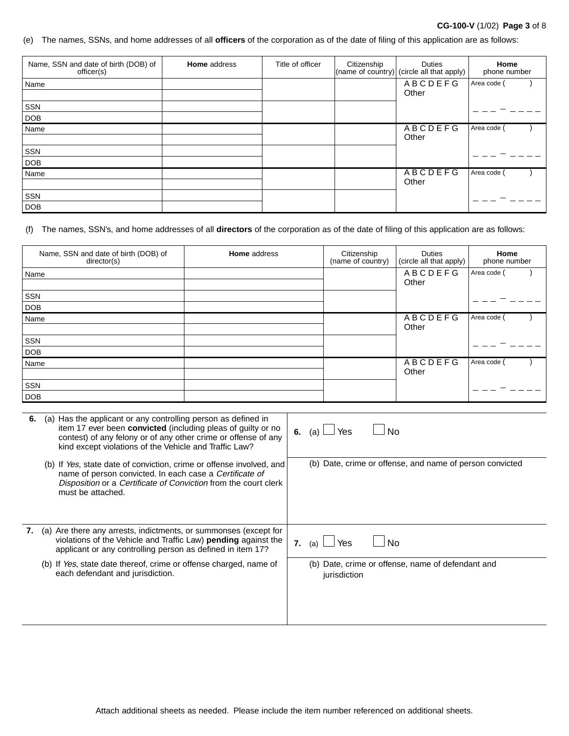(e) The names, SSNs, and home addresses of all **officers** of the corporation as of the date of filing of this application are as follows:

| Name, SSN and date of birth (DOB) of officer(s) | **Home** address | Title of officer | Citizenship (name of country) | Duties (circle all that apply) | **Home** phone number |
|---|---|---|---|---|---|
| Name | | | | A B C D E F G Other | Area code ( ) |
| | | | | | |
| SSN | | | | | ___ – ____ |
| DOB | | | | | |
| Name | | | | A B C D E F G Other | Area code ( ) |
| | | | | | |
| SSN | | | | | ___ – ____ |
| DOB | | | | | |
| Name | | | | A B C D E F G Other | Area code ( ) |
| | | | | | |
| SSN | | | | | ___ – ____ |
| DOB | | | | | |

(f) The names, SSN's, and home addresses of all **directors** of the corporation as of the date of filing of this application are as follows:

| Name, SSN and date of birth (DOB) of director(s) | **Home** address | Citizenship (name of country) | Duties (circle all that apply) | **Home** phone number |
|---|---|---|---|---|
| Name | | | A B C D E F G Other | Area code ( ) |
| | | | | |
| SSN | | | | ___ – ____ |
| DOB | | | | |
| Name | | | A B C D E F G Other | Area code ( ) |
| | | | | |
| SSN | | | | ___ – ____ |
| DOB | | | | |
| Name | | | A B C D E F G Other | Area code ( ) |
| | | | | |
| SSN | | | | ___ – ____ |
| DOB | | | | |

| | |
|---|---|
| **6.** (a) Has the applicant or any controlling person as defined in item 17 ever been **convicted** (including pleas of guilty or no contest) of any felony or of any other crime or offense of any kind except violations of the Vehicle and Traffic Law? | **6.** (a) ☐ Yes ☐ No |
| (b) If *Yes*, state date of conviction, crime or offense involved, and name of person convicted. In each case a *Certificate of Disposition* or a *Certificate of Conviction* from the court clerk must be attached. | (b) Date, crime or offense, and name of person convicted |
| **7.** (a) Are there any arrests, indictments, or summonses (except for violations of the Vehicle and Traffic Law) **pending** against the applicant or any controlling person as defined in item 17? | **7.** (a) ☐ Yes ☐ No |
| (b) If *Yes*, state date thereof, crime or offense charged, name of each defendant and jurisdiction. | (b) Date, crime or offense, name of defendant and jurisdiction |

Attach additional sheets as needed. Please include the item number referenced on additional sheets.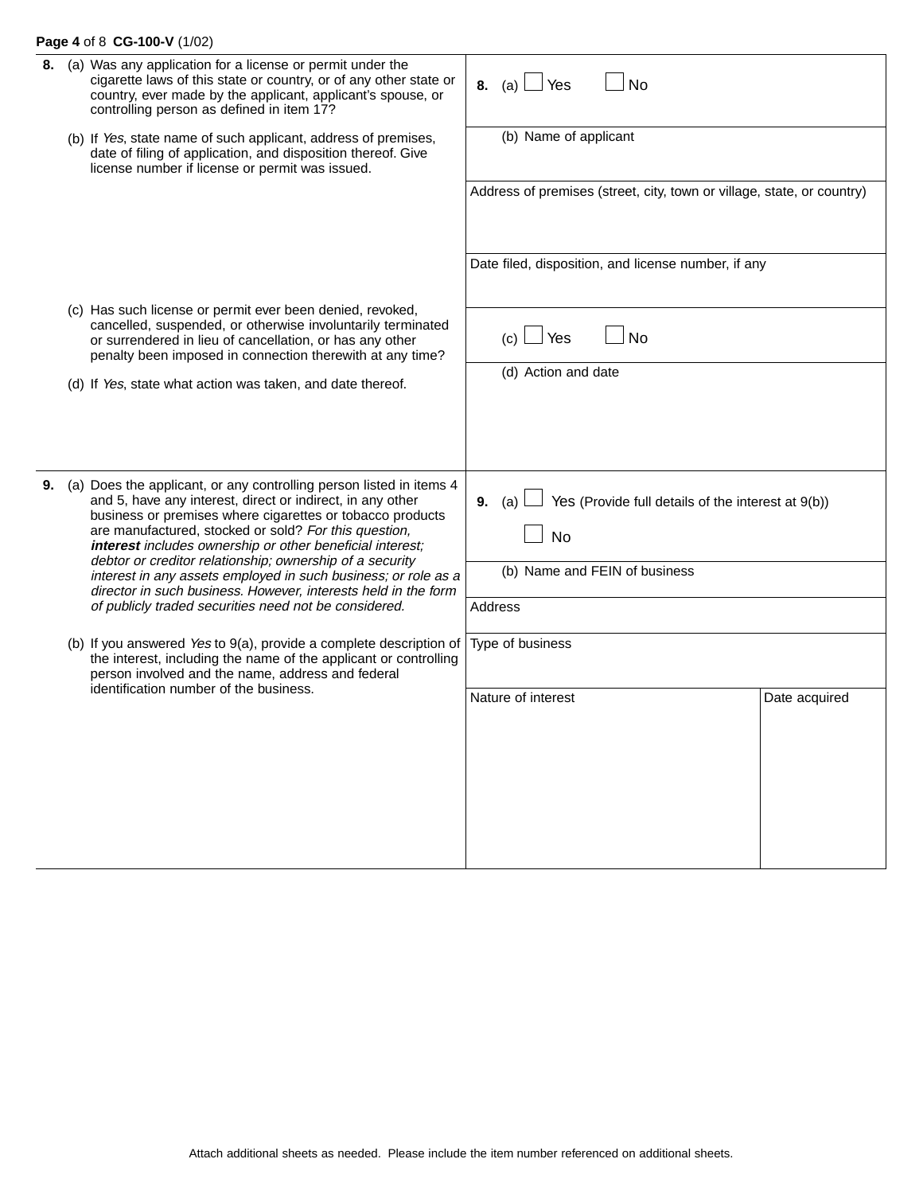**Page 4** of 8 **CG-100-V** (1/02)

| Question | Response |
|---|---|
| **8.** (a) Was any application for a license or permit under the cigarette laws of this state or country, or of any other state or country, ever made by the applicant, applicant's spouse, or controlling person as defined in item 17? | **8.** (a) ☐ Yes ☐ No |
| (b) If *Yes*, state name of such applicant, address of premises, date of filing of application, and disposition thereof. Give license number if license or permit was issued. | (b) Name of applicant |
| | Address of premises (street, city, town or village, state, or country) |
| | Date filed, disposition, and license number, if any |
| (c) Has such license or permit ever been denied, revoked, cancelled, suspended, or otherwise involuntarily terminated or surrendered in lieu of cancellation, or has any other penalty been imposed in connection therewith at any time? | (c) ☐ Yes ☐ No |
| (d) If *Yes*, state what action was taken, and date thereof. | (d) Action and date |

| Question | Response | |
|---|---|---|
| **9.** (a) Does the applicant, or any controlling person listed in items 4 and 5, have any interest, direct or indirect, in any other business or premises where cigarettes or tobacco products are manufactured, stocked or sold? *For this question, **interest** includes ownership or other beneficial interest; debtor or creditor relationship; ownership of a security interest in any assets employed in such business; or role as a director in such business. However, interests held in the form of publicly traded securities need not be considered.* | **9.** (a) ☐ Yes (Provide full details of the interest at 9(b)) ☐ No | |
| (b) If you answered *Yes* to 9(a), provide a complete description of the interest, including the name of the applicant or controlling person involved and the name, address and federal identification number of the business. | (b) Name and FEIN of business | |
| | Address | |
| | Type of business | |
| | Nature of interest | Date acquired |

Attach additional sheets as needed. Please include the item number referenced on additional sheets.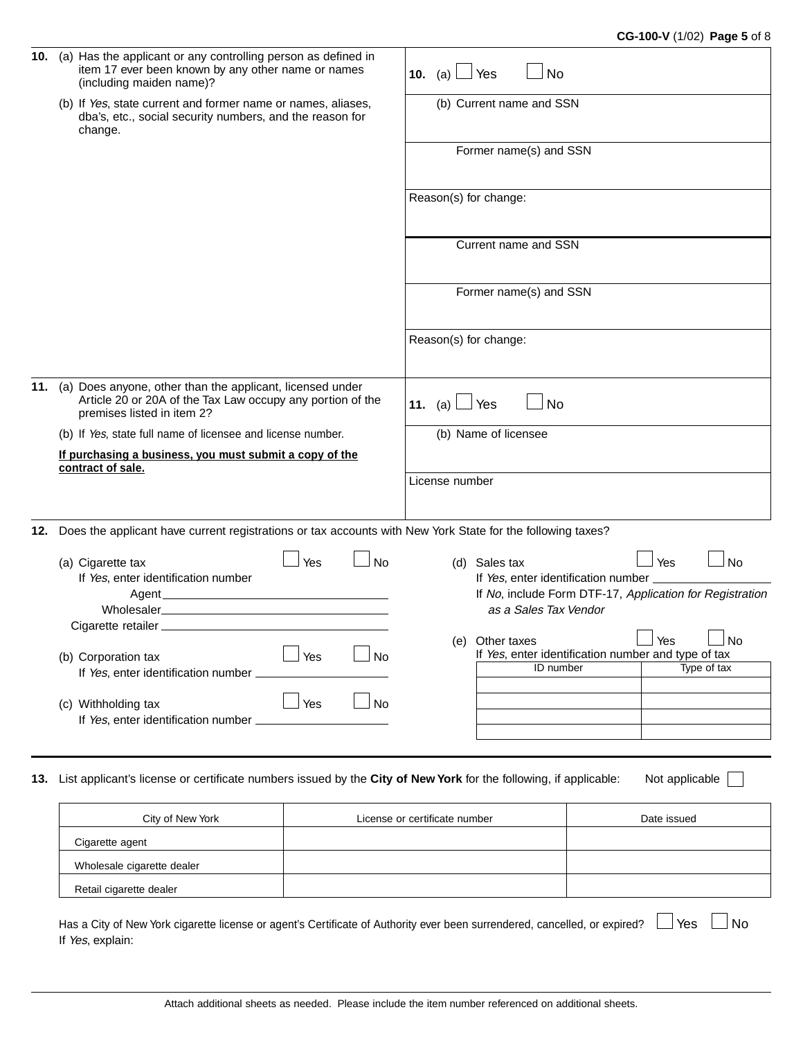**10.** (a) Has the applicant or any controlling person as defined in item 17 ever been known by any other name or names (including maiden name)?

(b) If *Yes*, state current and former name or names, aliases, dba's, etc., social security numbers, and the reason for change.

**10.** (a) ☐ Yes ☐ No

(b) Current name and SSN

Former name(s) and SSN

Reason(s) for change:

Current name and SSN

Former name(s) and SSN

Reason(s) for change:

**11.** (a) Does anyone, other than the applicant, licensed under Article 20 or 20A of the Tax Law occupy any portion of the premises listed in item 2?

(b) If *Yes*, state full name of licensee and license number.

**If purchasing a business, you must submit a copy of the contract of sale.**

**11.** (a) ☐ Yes ☐ No

(b) Name of licensee

License number

**12.** Does the applicant have current registrations or tax accounts with New York State for the following taxes?

(a) Cigarette tax ☐ Yes ☐ No
If *Yes*, enter identification number
Agent ____________
Wholesaler ____________
Cigarette retailer ____________

(b) Corporation tax ☐ Yes ☐ No
If *Yes*, enter identification number ____________

(c) Withholding tax ☐ Yes ☐ No
If *Yes*, enter identification number ____________

(d) Sales tax ☐ Yes ☐ No
If *Yes*, enter identification number ____________
If *No*, include Form DTF-17, *Application for Registration as a Sales Tax Vendor*

(e) Other taxes ☐ Yes ☐ No
If *Yes*, enter identification number and type of tax

| ID number | Type of tax |
|---|---|
| | |
| | |
| | |
| | |

**13.** List applicant's license or certificate numbers issued by the **City of New York** for the following, if applicable: Not applicable ☐

| City of New York | License or certificate number | Date issued |
|---|---|---|
| Cigarette agent | | |
| Wholesale cigarette dealer | | |
| Retail cigarette dealer | | |

Has a City of New York cigarette license or agent's Certificate of Authority ever been surrendered, cancelled, or expired? ☐ Yes ☐ No
If *Yes*, explain:

Attach additional sheets as needed. Please include the item number referenced on additional sheets.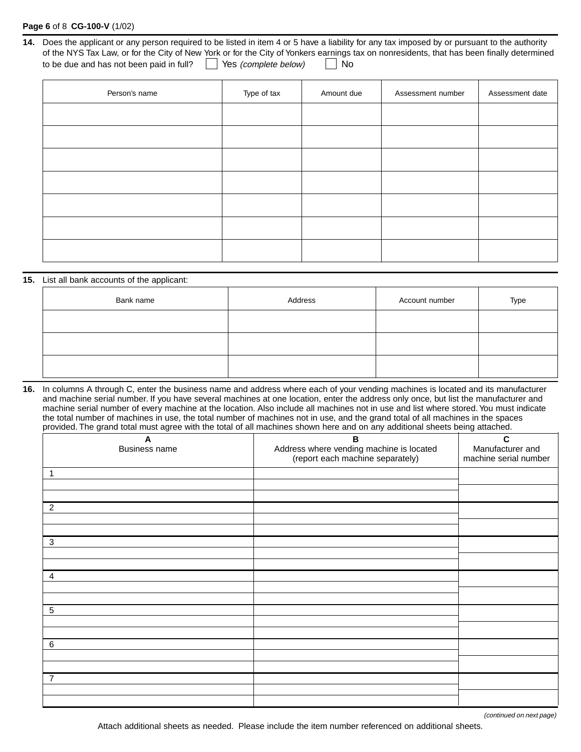**14.** Does the applicant or any person required to be listed in item 4 or 5 have a liability for any tax imposed by or pursuant to the authority of the NYS Tax Law, or for the City of New York or for the City of Yonkers earnings tax on nonresidents, that has been finally determined to be due and has not been paid in full? ☐ Yes *(complete below)* ☐ No

| Person's name | Type of tax | Amount due | Assessment number | Assessment date |
|---|---|---|---|---|
| | | | | |
| | | | | |
| | | | | |
| | | | | |
| | | | | |
| | | | | |
| | | | | |

**15.** List all bank accounts of the applicant:

| Bank name | Address | Account number | Type |
|---|---|---|---|
| | | | |
| | | | |
| | | | |

**16.** In columns A through C, enter the business name and address where each of your vending machines is located and its manufacturer and machine serial number. If you have several machines at one location, enter the address only once, but list the manufacturer and machine serial number of every machine at the location. Also include all machines not in use and list where stored. You must indicate the total number of machines in use, the total number of machines not in use, and the grand total of all machines in the spaces provided. The grand total must agree with the total of all machines shown here and on any additional sheets being attached.

| A<br>Business name | B<br>Address where vending machine is located<br>(report each machine separately) | C<br>Manufacturer and machine serial number |
|---|---|---|
| 1 | | |
| | | |
| | | |
| 2 | | |
| | | |
| | | |
| 3 | | |
| | | |
| | | |
| 4 | | |
| | | |
| | | |
| 5 | | |
| | | |
| | | |
| 6 | | |
| | | |
| | | |
| 7 | | |
| | | |
| | | |

*(continued on next page)*

Attach additional sheets as needed. Please include the item number referenced on additional sheets.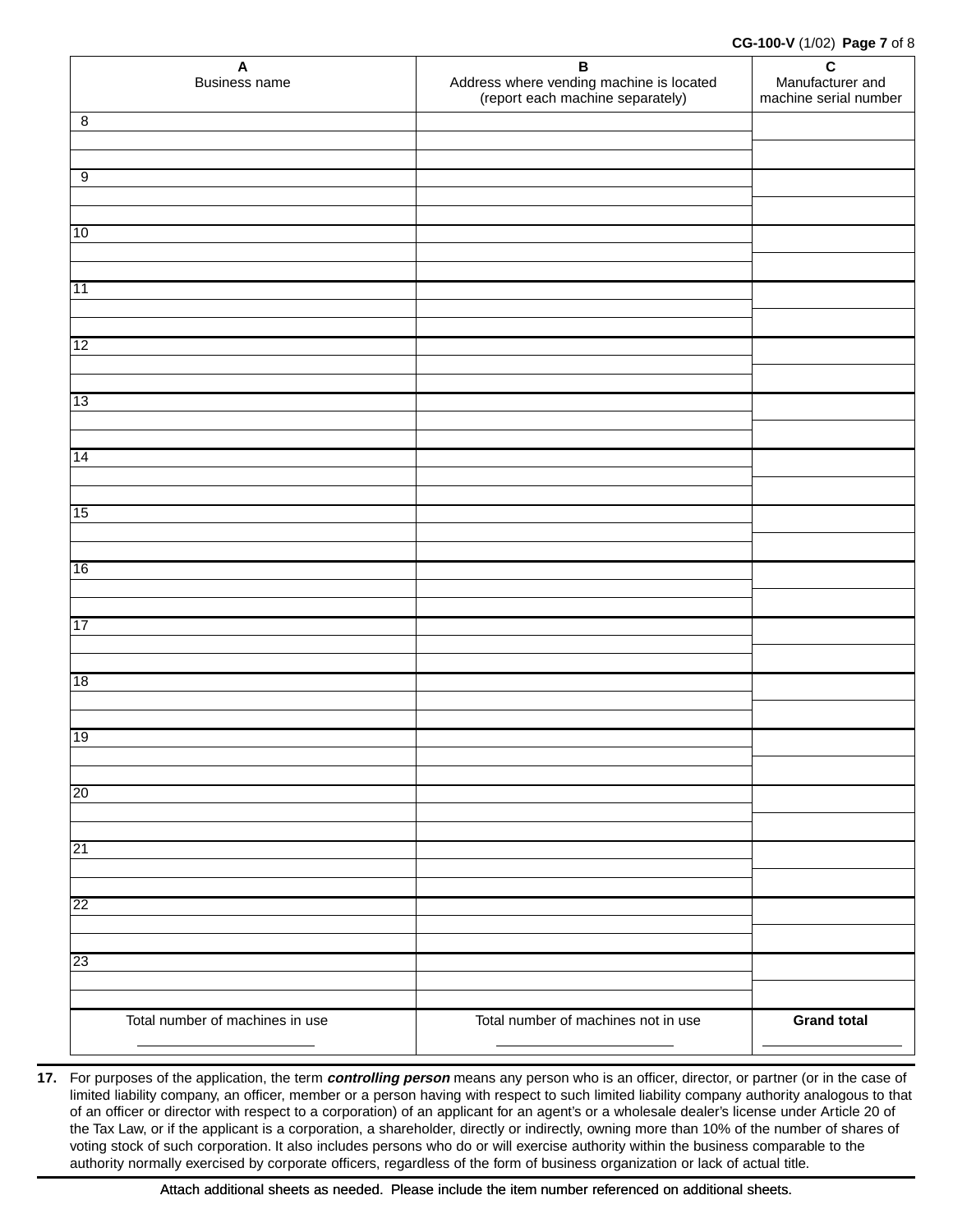| A<br>Business name | B<br>Address where vending machine is located<br>(report each machine separately) | C<br>Manufacturer and machine serial number |
|---|---|---|
| 8 | | |
| | | |
| | | |
| 9 | | |
| | | |
| | | |
| 10 | | |
| | | |
| | | |
| 11 | | |
| | | |
| | | |
| 12 | | |
| | | |
| | | |
| 13 | | |
| | | |
| | | |
| 14 | | |
| | | |
| | | |
| 15 | | |
| | | |
| | | |
| 16 | | |
| | | |
| | | |
| 17 | | |
| | | |
| | | |
| 18 | | |
| | | |
| | | |
| 19 | | |
| | | |
| | | |
| 20 | | |
| | | |
| | | |
| 21 | | |
| | | |
| | | |
| 22 | | |
| | | |
| | | |
| 23 | | |
| | | |
| | | |
| Total number of machines in use<br>\_\_\_\_\_\_\_\_\_\_\_\_\_\_\_\_ | Total number of machines not in use<br>\_\_\_\_\_\_\_\_\_\_\_\_\_\_\_\_ | **Grand total**<br>\_\_\_\_\_\_\_\_\_\_\_\_\_\_\_\_ |

**17.** For purposes of the application, the term ***controlling person*** means any person who is an officer, director, or partner (or in the case of limited liability company, an officer, member or a person having with respect to such limited liability company authority analogous to that of an officer or director with respect to a corporation) of an applicant for an agent's or a wholesale dealer's license under Article 20 of the Tax Law, or if the applicant is a corporation, a shareholder, directly or indirectly, owning more than 10% of the number of shares of voting stock of such corporation. It also includes persons who do or will exercise authority within the business comparable to the authority normally exercised by corporate officers, regardless of the form of business organization or lack of actual title.

Attach additional sheets as needed. Please include the item number referenced on additional sheets.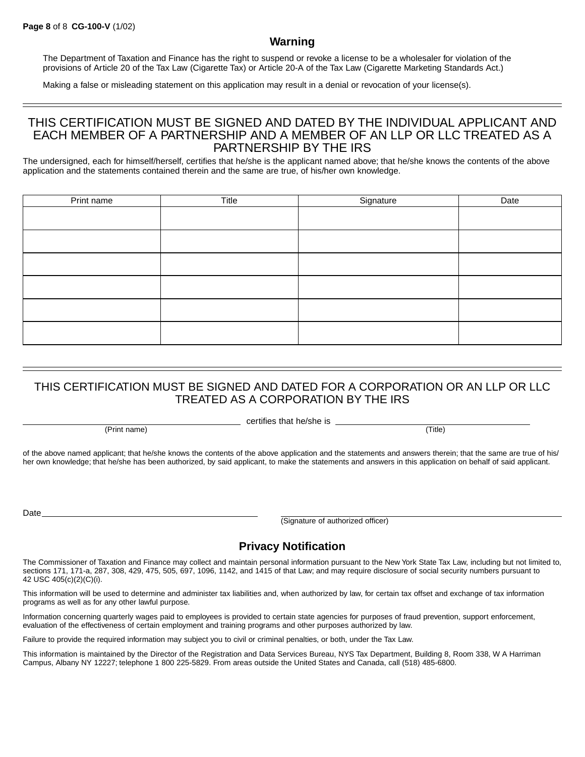## Warning

The Department of Taxation and Finance has the right to suspend or revoke a license to be a wholesaler for violation of the provisions of Article 20 of the Tax Law (Cigarette Tax) or Article 20-A of the Tax Law (Cigarette Marketing Standards Act.)

Making a false or misleading statement on this application may result in a denial or revocation of your license(s).

---

## THIS CERTIFICATION MUST BE SIGNED AND DATED BY THE INDIVIDUAL APPLICANT AND EACH MEMBER OF A PARTNERSHIP AND A MEMBER OF AN LLP OR LLC TREATED AS A PARTNERSHIP BY THE IRS

The undersigned, each for himself/herself, certifies that he/she is the applicant named above; that he/she knows the contents of the above application and the statements contained therein and the same are true, of his/her own knowledge.

| Print name | Title | Signature | Date |
|---|---|---|---|
| | | | |
| | | | |
| | | | |
| | | | |
| | | | |
| | | | |

---

## THIS CERTIFICATION MUST BE SIGNED AND DATED FOR A CORPORATION OR AN LLP OR LLC TREATED AS A CORPORATION BY THE IRS

______________________________ certifies that he/she is ______________________________
(Print name) (Title)

of the above named applicant; that he/she knows the contents of the above application and the statements and answers therein; that the same are true of his/her own knowledge; that he/she has been authorized, by said applicant, to make the statements and answers in this application on behalf of said applicant.

Date ______________________________ ______________________________
(Signature of authorized officer)

## Privacy Notification

The Commissioner of Taxation and Finance may collect and maintain personal information pursuant to the New York State Tax Law, including but not limited to, sections 171, 171-a, 287, 308, 429, 475, 505, 697, 1096, 1142, and 1415 of that Law; and may require disclosure of social security numbers pursuant to 42 USC 405(c)(2)(C)(i).

This information will be used to determine and administer tax liabilities and, when authorized by law, for certain tax offset and exchange of tax information programs as well as for any other lawful purpose.

Information concerning quarterly wages paid to employees is provided to certain state agencies for purposes of fraud prevention, support enforcement, evaluation of the effectiveness of certain employment and training programs and other purposes authorized by law.

Failure to provide the required information may subject you to civil or criminal penalties, or both, under the Tax Law.

This information is maintained by the Director of the Registration and Data Services Bureau, NYS Tax Department, Building 8, Room 338, W A Harriman Campus, Albany NY 12227; telephone 1 800 225-5829. From areas outside the United States and Canada, call (518) 485-6800.